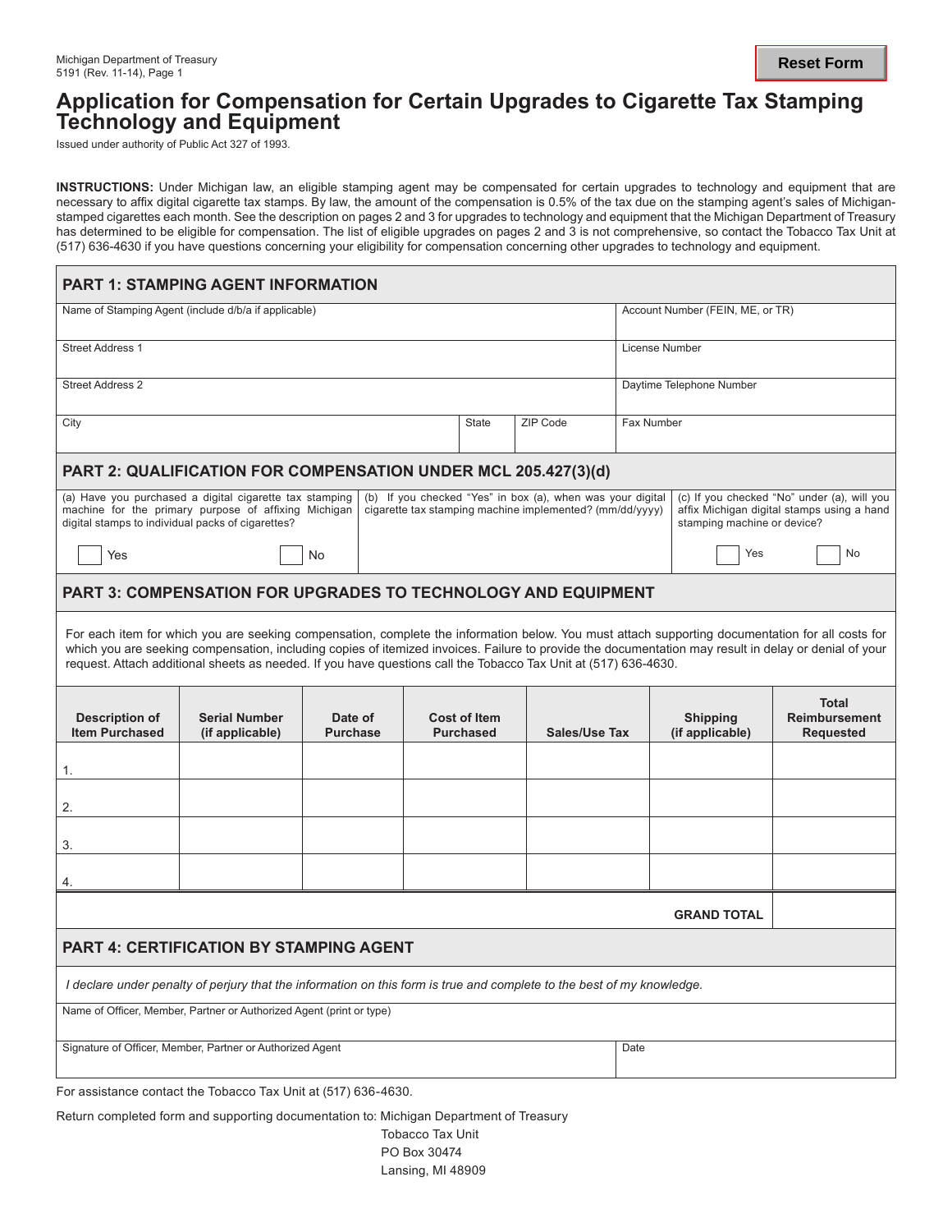Michigan Department of Treasury
5191 (Rev. 11-14), Page 1

# Application for Compensation for Certain Upgrades to Cigarette Tax Stamping Technology and Equipment

Issued under authority of Public Act 327 of 1993.

**INSTRUCTIONS:** Under Michigan law, an eligible stamping agent may be compensated for certain upgrades to technology and equipment that are necessary to affix digital cigarette tax stamps. By law, the amount of the compensation is 0.5% of the tax due on the stamping agent's sales of Michigan-stamped cigarettes each month. See the description on pages 2 and 3 for upgrades to technology and equipment that the Michigan Department of Treasury has determined to be eligible for compensation. The list of eligible upgrades on pages 2 and 3 is not comprehensive, so contact the Tobacco Tax Unit at (517) 636-4630 if you have questions concerning your eligibility for compensation concerning other upgrades to technology and equipment.

## PART 1: STAMPING AGENT INFORMATION

| Name of Stamping Agent (include d/b/a if applicable) | | | Account Number (FEIN, ME, or TR) |
|---|---|---|---|
| Street Address 1 | | | License Number |
| Street Address 2 | | | Daytime Telephone Number |
| City | State | ZIP Code | Fax Number |

## PART 2: QUALIFICATION FOR COMPENSATION UNDER MCL 205.427(3)(d)

| (a) Have you purchased a digital cigarette tax stamping machine for the primary purpose of affixing Michigan digital stamps to individual packs of cigarettes? | (b) If you checked "Yes" in box (a), when was your digital cigarette tax stamping machine implemented? (mm/dd/yyyy) | (c) If you checked "No" under (a), will you affix Michigan digital stamps using a hand stamping machine or device? |
|---|---|---|
| ☐ Yes ☐ No | | ☐ Yes ☐ No |

## PART 3: COMPENSATION FOR UPGRADES TO TECHNOLOGY AND EQUIPMENT

For each item for which you are seeking compensation, complete the information below. You must attach supporting documentation for all costs for which you are seeking compensation, including copies of itemized invoices. Failure to provide the documentation may result in delay or denial of your request. Attach additional sheets as needed. If you have questions call the Tobacco Tax Unit at (517) 636-4630.

| Description of Item Purchased | Serial Number (if applicable) | Date of Purchase | Cost of Item Purchased | Sales/Use Tax | Shipping (if applicable) | Total Reimbursement Requested |
|---|---|---|---|---|---|---|
| 1. | | | | | | |
| 2. | | | | | | |
| 3. | | | | | | |
| 4. | | | | | | |
| | | | | | **GRAND TOTAL** | |

## PART 4: CERTIFICATION BY STAMPING AGENT

*I declare under penalty of perjury that the information on this form is true and complete to the best of my knowledge.*

| Name of Officer, Member, Partner or Authorized Agent (print or type) | |
|---|---|
| Signature of Officer, Member, Partner or Authorized Agent | Date |

For assistance contact the Tobacco Tax Unit at (517) 636-4630.

Return completed form and supporting documentation to: Michigan Department of Treasury
Tobacco Tax Unit
PO Box 30474
Lansing, MI 48909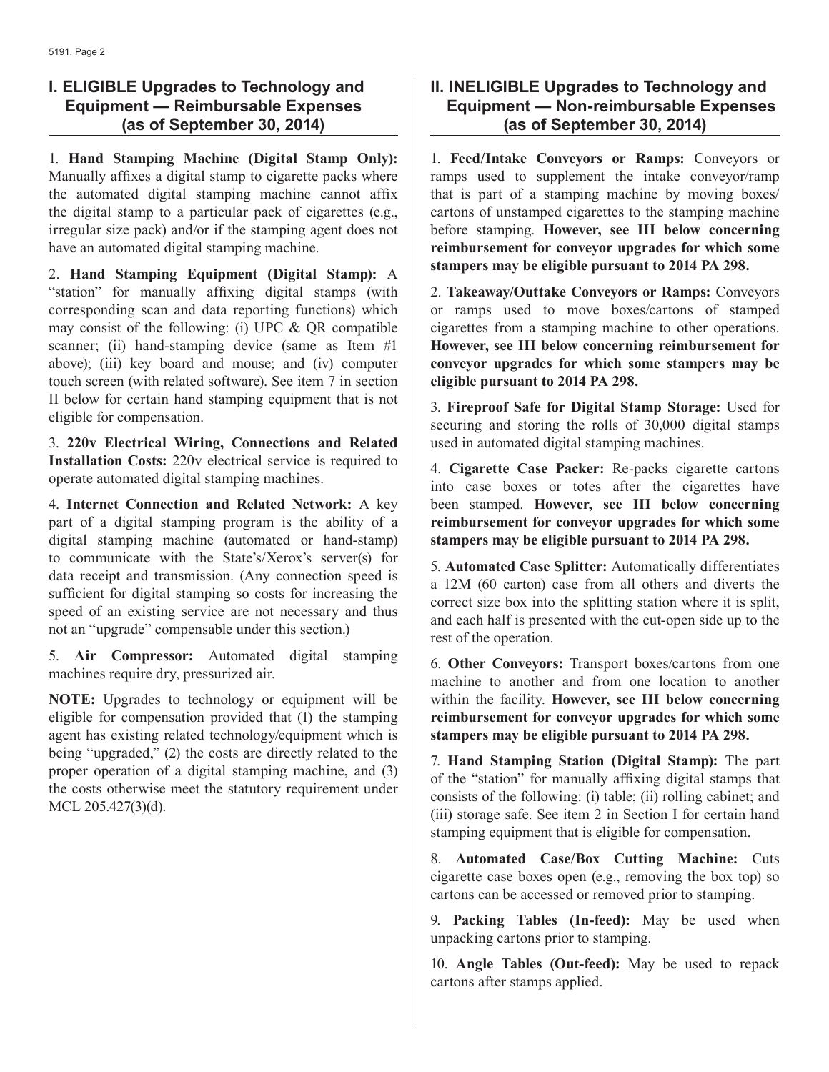## I. ELIGIBLE Upgrades to Technology and Equipment — Reimbursable Expenses (as of September 30, 2014)

1. **Hand Stamping Machine (Digital Stamp Only):** Manually affixes a digital stamp to cigarette packs where the automated digital stamping machine cannot affix the digital stamp to a particular pack of cigarettes (e.g., irregular size pack) and/or if the stamping agent does not have an automated digital stamping machine.

2. **Hand Stamping Equipment (Digital Stamp):** A "station" for manually affixing digital stamps (with corresponding scan and data reporting functions) which may consist of the following: (i) UPC & QR compatible scanner; (ii) hand-stamping device (same as Item #1 above); (iii) key board and mouse; and (iv) computer touch screen (with related software). See item 7 in section II below for certain hand stamping equipment that is not eligible for compensation.

3. **220v Electrical Wiring, Connections and Related Installation Costs:** 220v electrical service is required to operate automated digital stamping machines.

4. **Internet Connection and Related Network:** A key part of a digital stamping program is the ability of a digital stamping machine (automated or hand-stamp) to communicate with the State's/Xerox's server(s) for data receipt and transmission. (Any connection speed is sufficient for digital stamping so costs for increasing the speed of an existing service are not necessary and thus not an "upgrade" compensable under this section.)

5. **Air Compressor:** Automated digital stamping machines require dry, pressurized air.

**NOTE:** Upgrades to technology or equipment will be eligible for compensation provided that (1) the stamping agent has existing related technology/equipment which is being "upgraded," (2) the costs are directly related to the proper operation of a digital stamping machine, and (3) the costs otherwise meet the statutory requirement under MCL 205.427(3)(d).

## II. INELIGIBLE Upgrades to Technology and Equipment — Non-reimbursable Expenses (as of September 30, 2014)

1. **Feed/Intake Conveyors or Ramps:** Conveyors or ramps used to supplement the intake conveyor/ramp that is part of a stamping machine by moving boxes/cartons of unstamped cigarettes to the stamping machine before stamping. **However, see III below concerning reimbursement for conveyor upgrades for which some stampers may be eligible pursuant to 2014 PA 298.**

2. **Takeaway/Outtake Conveyors or Ramps:** Conveyors or ramps used to move boxes/cartons of stamped cigarettes from a stamping machine to other operations. **However, see III below concerning reimbursement for conveyor upgrades for which some stampers may be eligible pursuant to 2014 PA 298.**

3. **Fireproof Safe for Digital Stamp Storage:** Used for securing and storing the rolls of 30,000 digital stamps used in automated digital stamping machines.

4. **Cigarette Case Packer:** Re-packs cigarette cartons into case boxes or totes after the cigarettes have been stamped. **However, see III below concerning reimbursement for conveyor upgrades for which some stampers may be eligible pursuant to 2014 PA 298.**

5. **Automated Case Splitter:** Automatically differentiates a 12M (60 carton) case from all others and diverts the correct size box into the splitting station where it is split, and each half is presented with the cut-open side up to the rest of the operation.

6. **Other Conveyors:** Transport boxes/cartons from one machine to another and from one location to another within the facility. **However, see III below concerning reimbursement for conveyor upgrades for which some stampers may be eligible pursuant to 2014 PA 298.**

7. **Hand Stamping Station (Digital Stamp):** The part of the "station" for manually affixing digital stamps that consists of the following: (i) table; (ii) rolling cabinet; and (iii) storage safe. See item 2 in Section I for certain hand stamping equipment that is eligible for compensation.

8. **Automated Case/Box Cutting Machine:** Cuts cigarette case boxes open (e.g., removing the box top) so cartons can be accessed or removed prior to stamping.

9. **Packing Tables (In-feed):** May be used when unpacking cartons prior to stamping.

10. **Angle Tables (Out-feed):** May be used to repack cartons after stamps applied.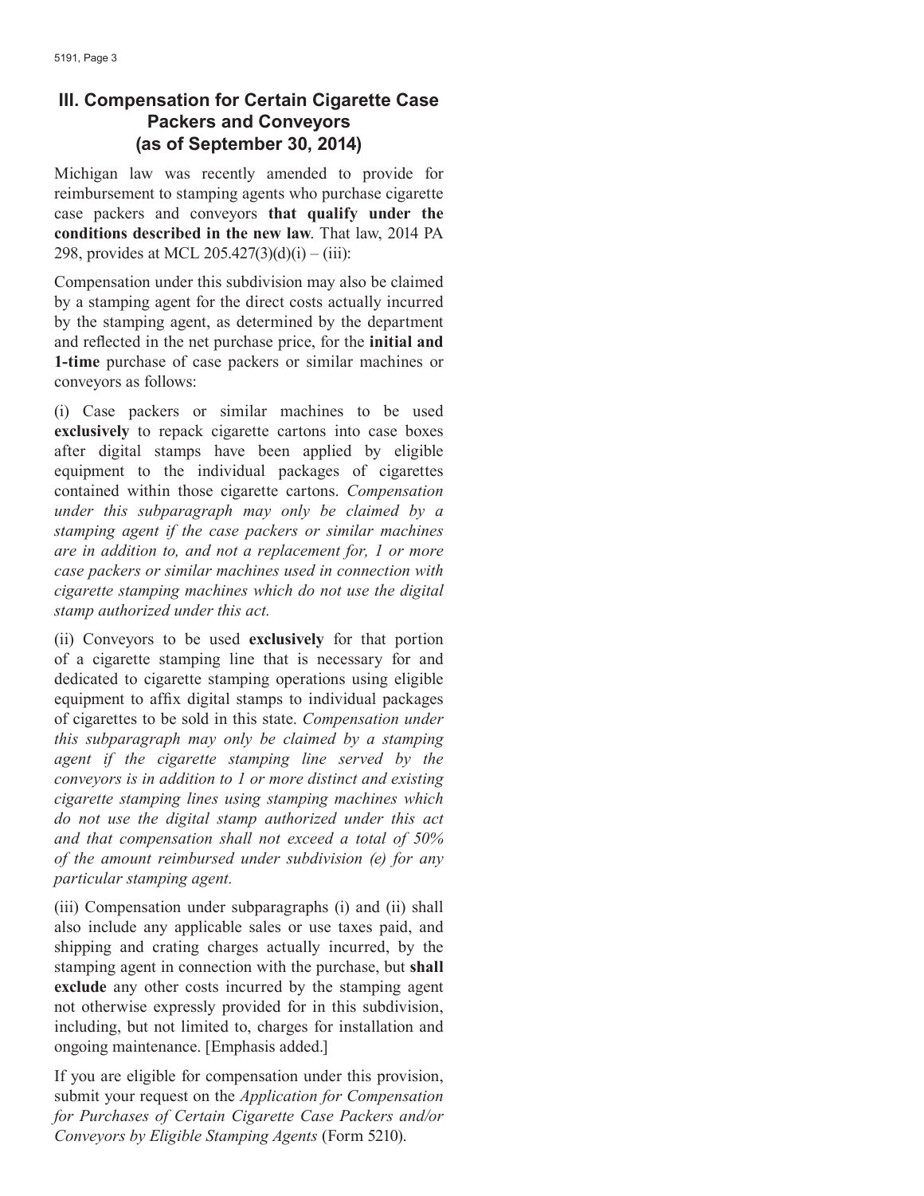## III. Compensation for Certain Cigarette Case Packers and Conveyors (as of September 30, 2014)

Michigan law was recently amended to provide for reimbursement to stamping agents who purchase cigarette case packers and conveyors **that qualify under the conditions described in the new law**. That law, 2014 PA 298, provides at MCL 205.427(3)(d)(i) – (iii):

Compensation under this subdivision may also be claimed by a stamping agent for the direct costs actually incurred by the stamping agent, as determined by the department and reflected in the net purchase price, for the **initial and 1-time** purchase of case packers or similar machines or conveyors as follows:

(i) Case packers or similar machines to be used **exclusively** to repack cigarette cartons into case boxes after digital stamps have been applied by eligible equipment to the individual packages of cigarettes contained within those cigarette cartons. *Compensation under this subparagraph may only be claimed by a stamping agent if the case packers or similar machines are in addition to, and not a replacement for, 1 or more case packers or similar machines used in connection with cigarette stamping machines which do not use the digital stamp authorized under this act.*

(ii) Conveyors to be used **exclusively** for that portion of a cigarette stamping line that is necessary for and dedicated to cigarette stamping operations using eligible equipment to affix digital stamps to individual packages of cigarettes to be sold in this state. *Compensation under this subparagraph may only be claimed by a stamping agent if the cigarette stamping line served by the conveyors is in addition to 1 or more distinct and existing cigarette stamping lines using stamping machines which do not use the digital stamp authorized under this act and that compensation shall not exceed a total of 50% of the amount reimbursed under subdivision (e) for any particular stamping agent.*

(iii) Compensation under subparagraphs (i) and (ii) shall also include any applicable sales or use taxes paid, and shipping and crating charges actually incurred, by the stamping agent in connection with the purchase, but **shall exclude** any other costs incurred by the stamping agent not otherwise expressly provided for in this subdivision, including, but not limited to, charges for installation and ongoing maintenance. [Emphasis added.]

If you are eligible for compensation under this provision, submit your request on the *Application for Compensation for Purchases of Certain Cigarette Case Packers and/or Conveyors by Eligible Stamping Agents* (Form 5210).